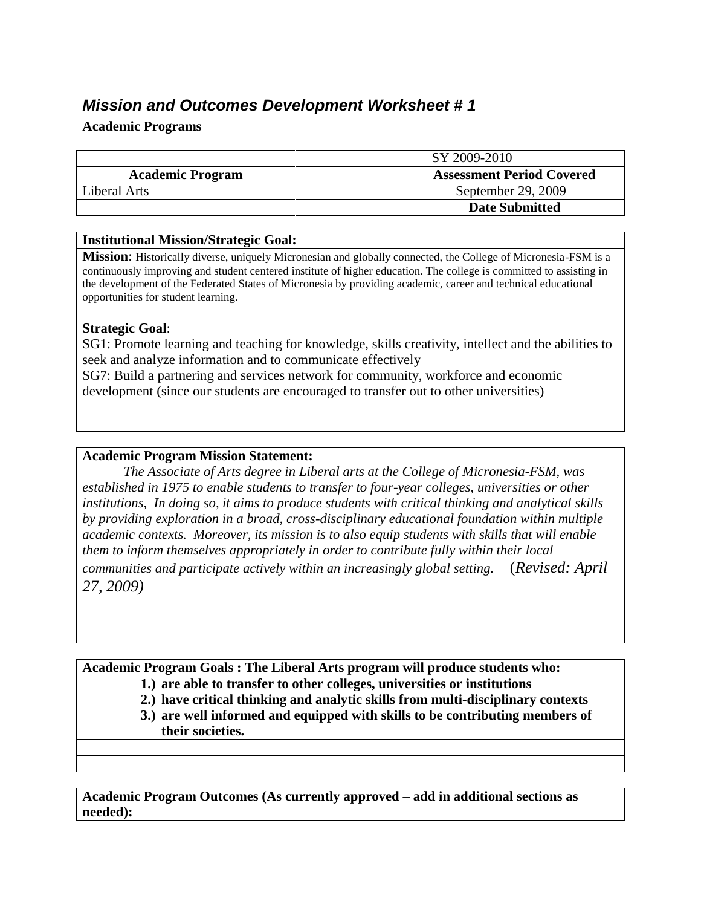## *Mission and Outcomes Development Worksheet # 1*

**Academic Programs**

| | | SY 2009-2010 |
|---|---|---|
| **Academic Program** | | **Assessment Period Covered** |
| Liberal Arts | | September 29, 2009 |
| | | **Date Submitted** |

**Institutional Mission/Strategic Goal:**

**Mission**: Historically diverse, uniquely Micronesian and globally connected, the College of Micronesia-FSM is a continuously improving and student centered institute of higher education. The college is committed to assisting in the development of the Federated States of Micronesia by providing academic, career and technical educational opportunities for student learning.

**Strategic Goal**:
SG1: Promote learning and teaching for knowledge, skills creativity, intellect and the abilities to seek and analyze information and to communicate effectively
SG7: Build a partnering and services network for community, workforce and economic development (since our students are encouraged to transfer out to other universities)

**Academic Program Mission Statement:**

*The Associate of Arts degree in Liberal arts at the College of Micronesia-FSM, was established in 1975 to enable students to transfer to four-year colleges, universities or other institutions, In doing so, it aims to produce students with critical thinking and analytical skills by providing exploration in a broad, cross-disciplinary educational foundation within multiple academic contexts. Moreover, its mission is to also equip students with skills that will enable them to inform themselves appropriately in order to contribute fully within their local communities and participate actively within an increasingly global setting.* (*Revised: April 27, 2009)*

**Academic Program Goals : The Liberal Arts program will produce students who:**

1.) **are able to transfer to other colleges, universities or institutions**
2.) **have critical thinking and analytic skills from multi-disciplinary contexts**
3.) **are well informed and equipped with skills to be contributing members of their societies.**

**Academic Program Outcomes (As currently approved – add in additional sections as needed):**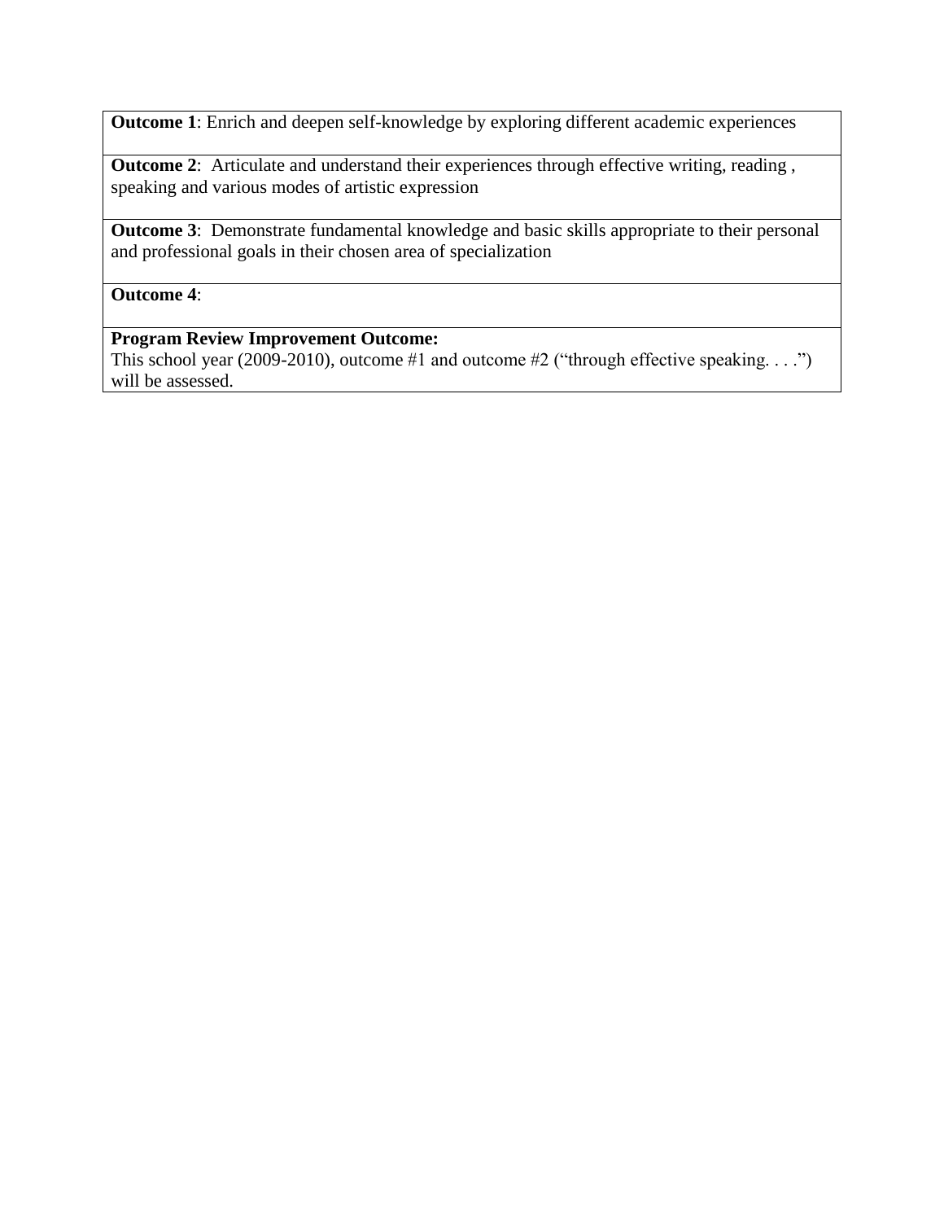| **Outcome 1**: Enrich and deepen self-knowledge by exploring different academic experiences |
|---|
| **Outcome 2**: Articulate and understand their experiences through effective writing, reading , speaking and various modes of artistic expression |
| **Outcome 3**: Demonstrate fundamental knowledge and basic skills appropriate to their personal and professional goals in their chosen area of specialization |
| **Outcome 4**: |
| **Program Review Improvement Outcome:** This school year (2009-2010), outcome #1 and outcome #2 ("through effective speaking. . . .") will be assessed. |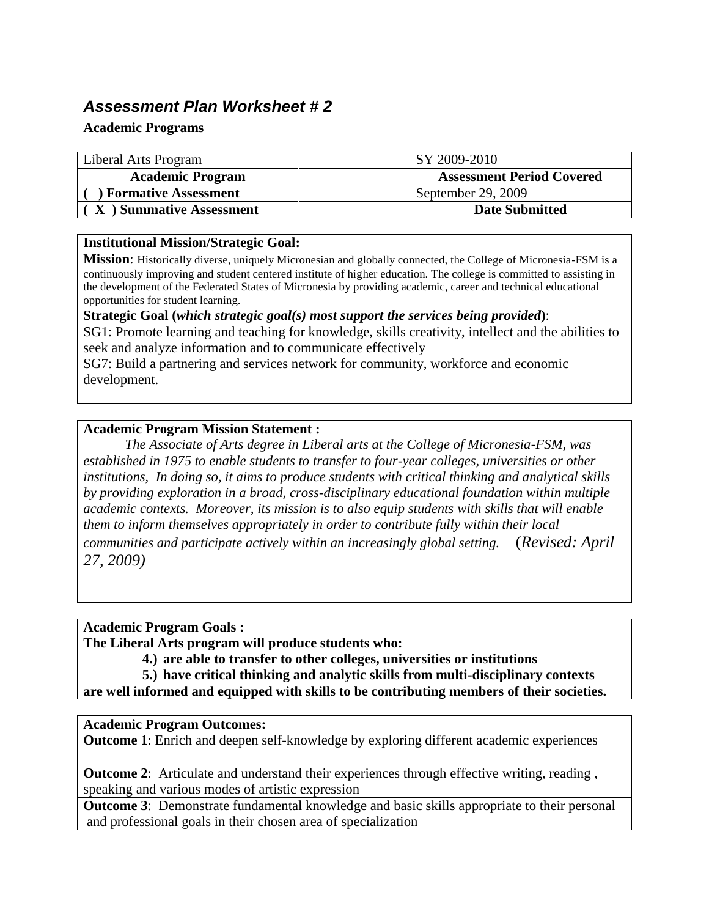## *Assessment Plan Worksheet # 2*

**Academic Programs**

| Liberal Arts Program | | SY 2009-2010 |
|---|---|---|
| **Academic Program** | | **Assessment Period Covered** |
| **( ) Formative Assessment** | | September 29, 2009 |
| **( X ) Summative Assessment** | | **Date Submitted** |

**Institutional Mission/Strategic Goal:**

**Mission**: Historically diverse, uniquely Micronesian and globally connected, the College of Micronesia-FSM is a continuously improving and student centered institute of higher education. The college is committed to assisting in the development of the Federated States of Micronesia by providing academic, career and technical educational opportunities for student learning.

**Strategic Goal (*which strategic goal(s) most support the services being provided*)**:

SG1: Promote learning and teaching for knowledge, skills creativity, intellect and the abilities to seek and analyze information and to communicate effectively

SG7: Build a partnering and services network for community, workforce and economic development.

**Academic Program Mission Statement :**

*The Associate of Arts degree in Liberal arts at the College of Micronesia-FSM, was established in 1975 to enable students to transfer to four-year colleges, universities or other institutions, In doing so, it aims to produce students with critical thinking and analytical skills by providing exploration in a broad, cross-disciplinary educational foundation within multiple academic contexts. Moreover, its mission is to also equip students with skills that will enable them to inform themselves appropriately in order to contribute fully within their local communities and participate actively within an increasingly global setting.* (*Revised: April 27, 2009)*

**Academic Program Goals :**

**The Liberal Arts program will produce students who:**

**4.) are able to transfer to other colleges, universities or institutions**

**5.) have critical thinking and analytic skills from multi-disciplinary contexts**

**are well informed and equipped with skills to be contributing members of their societies.**

**Academic Program Outcomes:**

**Outcome 1**: Enrich and deepen self-knowledge by exploring different academic experiences

**Outcome 2**: Articulate and understand their experiences through effective writing, reading , speaking and various modes of artistic expression

**Outcome 3**: Demonstrate fundamental knowledge and basic skills appropriate to their personal and professional goals in their chosen area of specialization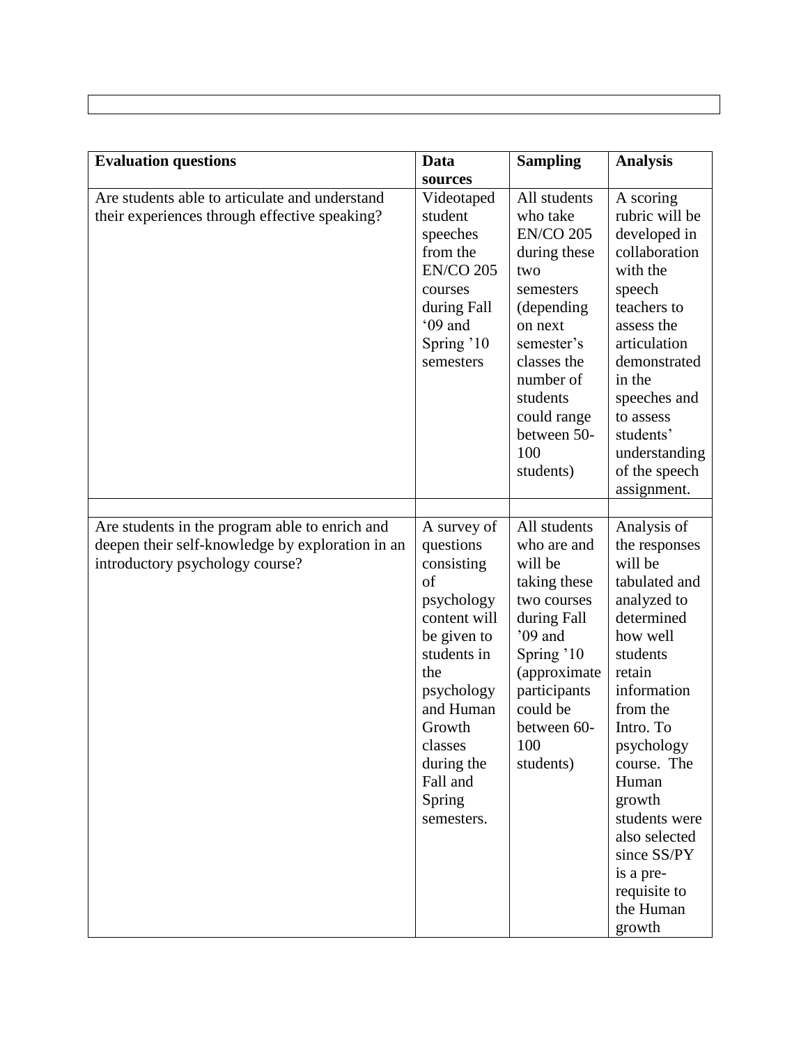| Evaluation questions | Data sources | Sampling | Analysis |
|---|---|---|---|
| Are students able to articulate and understand their experiences through effective speaking? | Videotaped student speeches from the EN/CO 205 courses during Fall '09 and Spring '10 semesters | All students who take EN/CO 205 during these two semesters (depending on next semester's classes the number of students could range between 50-100 students) | A scoring rubric will be developed in collaboration with the speech teachers to assess the articulation demonstrated in the speeches and to assess students' understanding of the speech assignment. |
| | | | |
| Are students in the program able to enrich and deepen their self-knowledge by exploration in an introductory psychology course? | A survey of questions consisting of psychology content will be given to students in the psychology and Human Growth classes during the Fall and Spring semesters. | All students who are and will be taking these two courses during Fall '09 and Spring '10 (approximate participants could be between 60-100 students) | Analysis of the responses will be tabulated and analyzed to determined how well students retain information from the Intro. To psychology course. The Human growth students were also selected since SS/PY is a pre-requisite to the Human growth |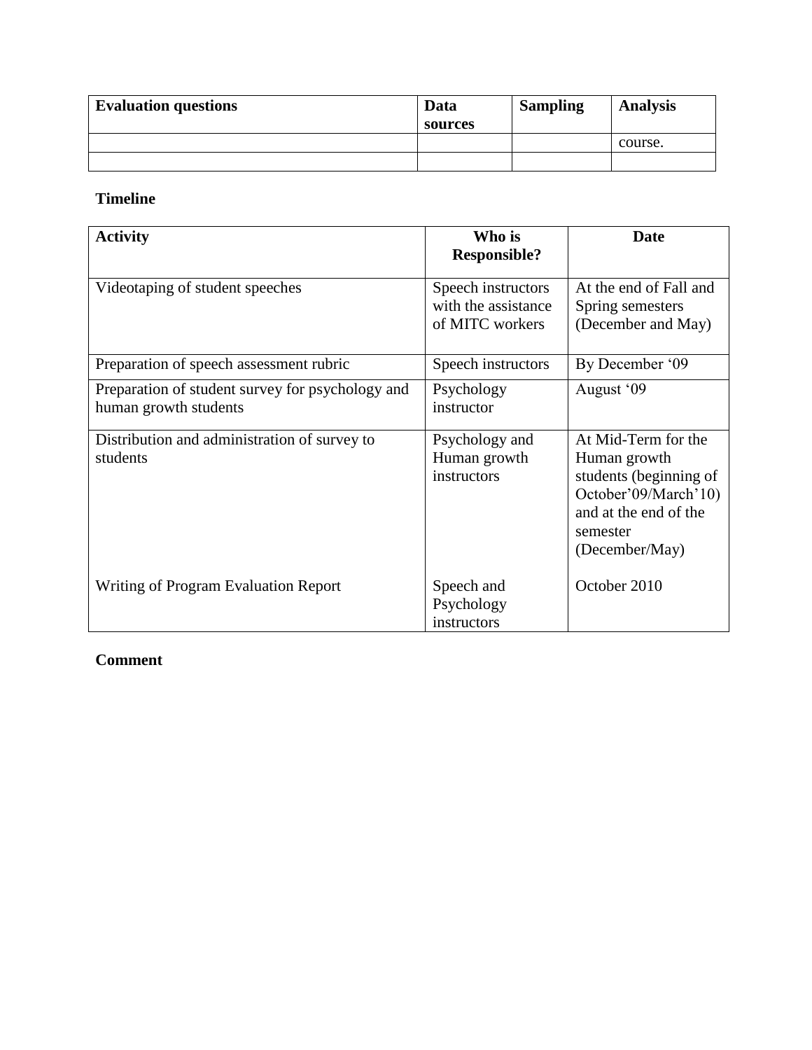| Evaluation questions | Data sources | Sampling | Analysis |
|---|---|---|---|
| | | | course. |
| | | | |

**Timeline**

| Activity | Who is Responsible? | Date |
|---|---|---|
| Videotaping of student speeches | Speech instructors with the assistance of MITC workers | At the end of Fall and Spring semesters (December and May) |
| Preparation of speech assessment rubric | Speech instructors | By December '09 |
| Preparation of student survey for psychology and human growth students | Psychology instructor | August '09 |
| Distribution and administration of survey to students | Psychology and Human growth instructors | At Mid-Term for the Human growth students (beginning of October'09/March'10) and at the end of the semester (December/May) |
| Writing of Program Evaluation Report | Speech and Psychology instructors | October 2010 |

**Comment**